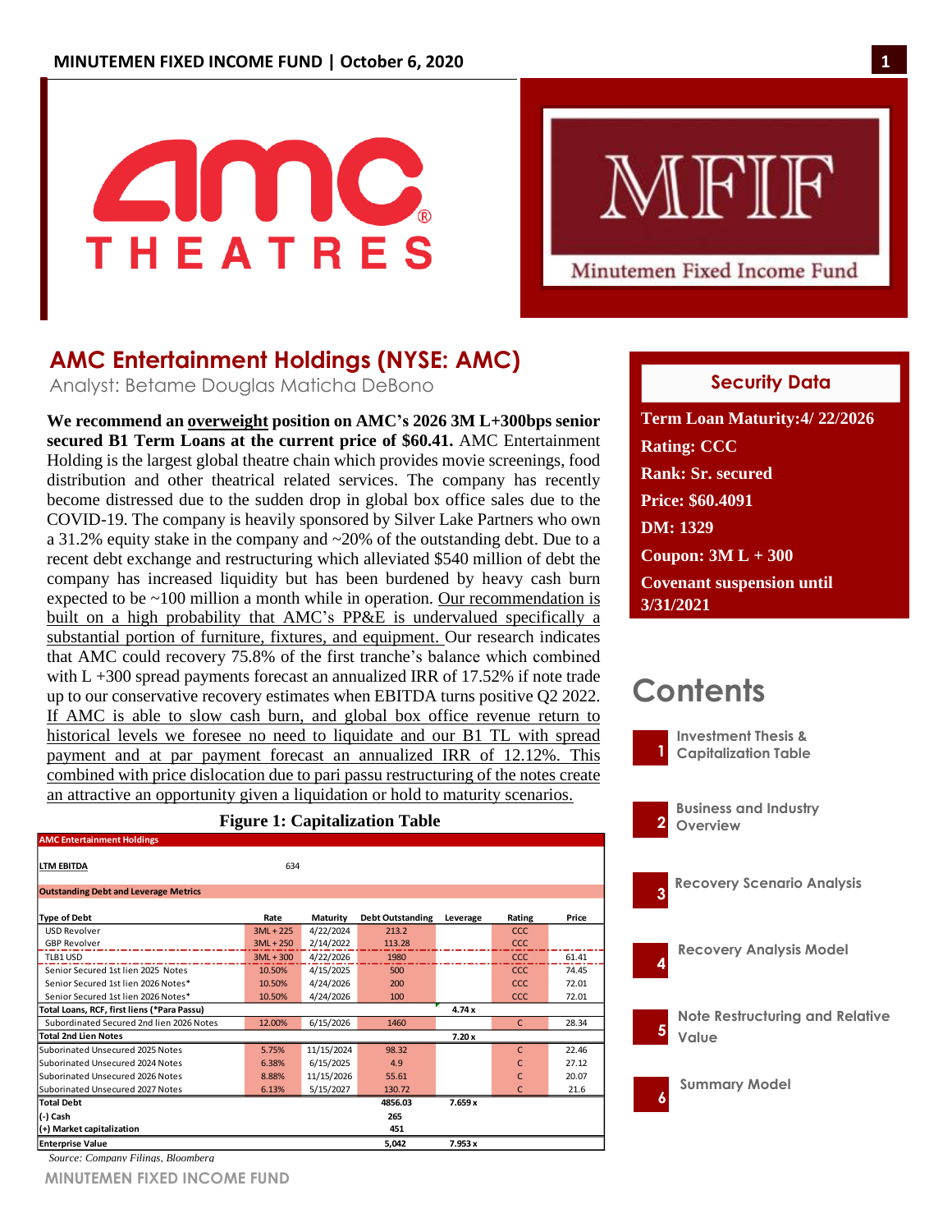# AMC Entertainment Holdings (NYSE: AMC)

Analyst: Betame Douglas Maticha DeBono

**We recommend an overweight position on AMC's 2026 3M L+300bps senior secured B1 Term Loans at the current price of $60.41.** AMC Entertainment Holding is the largest global theatre chain which provides movie screenings, food distribution and other theatrical related services. The company has recently become distressed due to the sudden drop in global box office sales due to the COVID-19. The company is heavily sponsored by Silver Lake Partners who own a 31.2% equity stake in the company and ~20% of the outstanding debt. Due to a recent debt exchange and restructuring which alleviated $540 million of debt the company has increased liquidity but has been burdened by heavy cash burn expected to be ~100 million a month while in operation. Our recommendation is built on a high probability that AMC's PP&E is undervalued specifically a substantial portion of furniture, fixtures, and equipment. Our research indicates that AMC could recovery 75.8% of the first tranche's balance which combined with L +300 spread payments forecast an annualized IRR of 17.52% if note trade up to our conservative recovery estimates when EBITDA turns positive Q2 2022. If AMC is able to slow cash burn, and global box office revenue return to historical levels we foresee no need to liquidate and our B1 TL with spread payment and at par payment forecast an annualized IRR of 12.12%. This combined with price dislocation due to pari passu restructuring of the notes create an attractive an opportunity given a liquidation or hold to maturity scenarios.

**Figure 1: Capitalization Table**

| AMC Entertainment Holdings | | | | | | |
|---|---|---|---|---|---|---|
| LTM EBITDA | 634 | | | | | |
| **Outstanding Debt and Leverage Metrics** | | | | | | |
| **Type of Debt** | **Rate** | **Maturity** | **Debt Outstanding** | **Leverage** | **Rating** | **Price** |
| USD Revolver | 3ML + 225 | 4/22/2024 | 213.2 | | CCC | |
| GBP Revolver | 3ML + 250 | 2/14/2022 | 113.28 | | CCC | |
| TLB1 USD | 3ML + 300 | 4/22/2026 | 1980 | | CCC | 61.41 |
| Senior Secured 1st lien 2025 Notes | 10.50% | 4/15/2025 | 500 | | CCC | 74.45 |
| Senior Secured 1st lien 2026 Notes* | 10.50% | 4/24/2026 | 200 | | CCC | 72.01 |
| Senior Secured 1st lien 2026 Notes* | 10.50% | 4/24/2026 | 100 | | CCC | 72.01 |
| **Total Loans, RCF, first liens (*Para Passu)** | | | | **4.74 x** | | |
| Subordinated Secured 2nd lien 2026 Notes | 12.00% | 6/15/2026 | 1460 | | C | 28.34 |
| **Total 2nd Lien Notes** | | | | **7.20 x** | | |
| Suborinated Unsecured 2025 Notes | 5.75% | 11/15/2024 | 98.32 | | C | 22.46 |
| Suborinated Unsecured 2024 Notes | 6.38% | 6/15/2025 | 4.9 | | C | 27.12 |
| Suborinated Unsecured 2026 Notes | 8.88% | 11/15/2026 | 55.61 | | C | 20.07 |
| Suborinated Unsecured 2027 Notes | 6.13% | 5/15/2027 | 130.72 | | C | 21.6 |
| **Total Debt** | | | **4856.03** | **7.659 x** | | |
| **(-) Cash** | | | **265** | | | |
| **(+) Market capitalization** | | | **451** | | | |
| **Enterprise Value** | | | **5,042** | **7.953 x** | | |

*Source: Company Filings, Bloomberg*

## Security Data

**Term Loan Maturity: 4/ 22/2026**
**Rating: CCC**
**Rank: Sr. secured**
**Price: $60.4091**
**DM: 1329**
**Coupon: 3M L + 300**
**Covenant suspension until 3/31/2021**

## Contents

1. Investment Thesis & Capitalization Table
2. Business and Industry Overview
3. Recovery Scenario Analysis
4. Recovery Analysis Model
5. Note Restructuring and Relative Value
6. Summary Model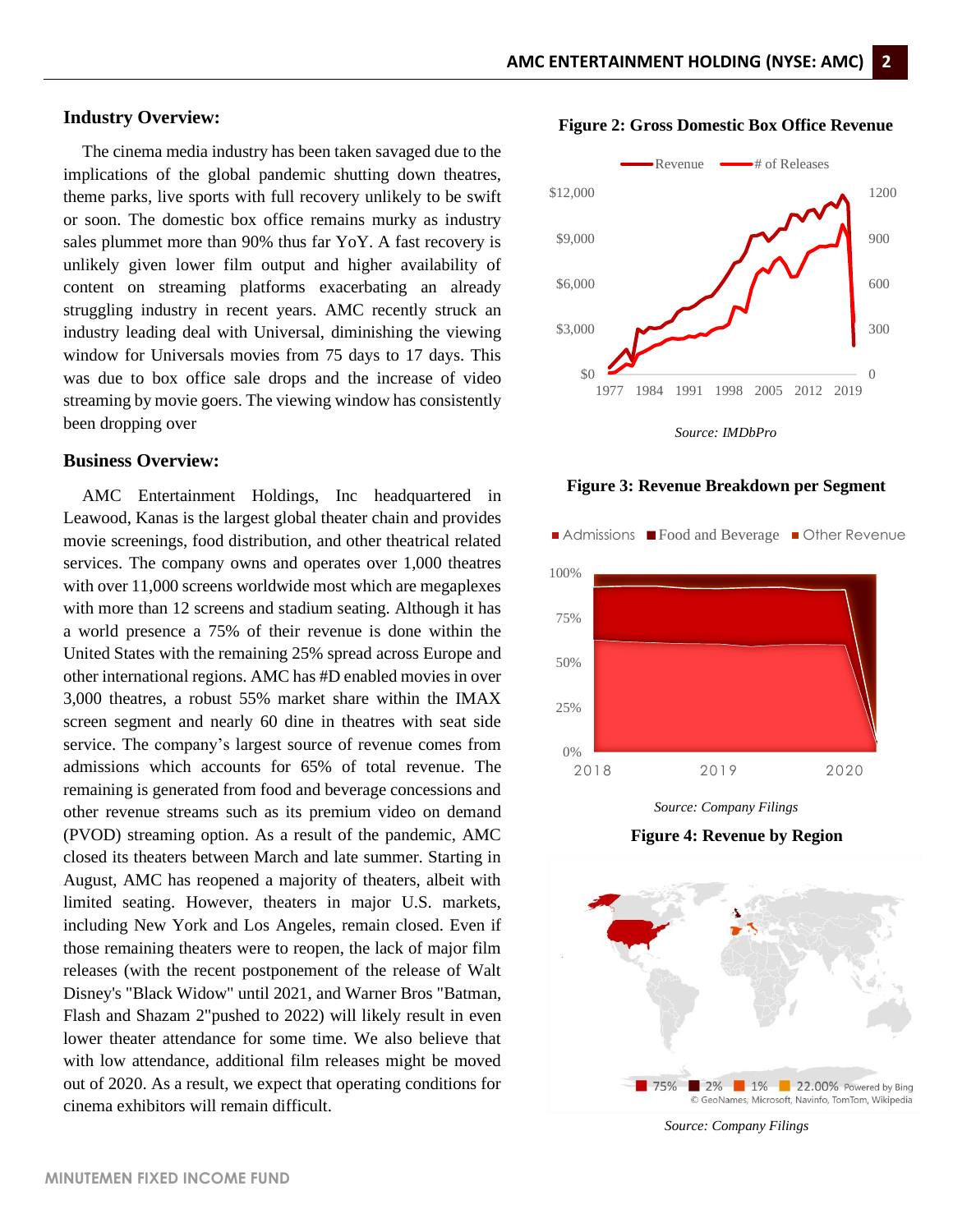## Industry Overview:

The cinema media industry has been taken savaged due to the implications of the global pandemic shutting down theatres, theme parks, live sports with full recovery unlikely to be swift or soon. The domestic box office remains murky as industry sales plummet more than 90% thus far YoY. A fast recovery is unlikely given lower film output and higher availability of content on streaming platforms exacerbating an already struggling industry in recent years. AMC recently struck an industry leading deal with Universal, diminishing the viewing window for Universals movies from 75 days to 17 days. This was due to box office sale drops and the increase of video streaming by movie goers. The viewing window has consistently been dropping over

## Business Overview:

AMC Entertainment Holdings, Inc headquartered in Leawood, Kanas is the largest global theater chain and provides movie screenings, food distribution, and other theatrical related services. The company owns and operates over 1,000 theatres with over 11,000 screens worldwide most which are megaplexes with more than 12 screens and stadium seating. Although it has a world presence a 75% of their revenue is done within the United States with the remaining 25% spread across Europe and other international regions. AMC has #D enabled movies in over 3,000 theatres, a robust 55% market share within the IMAX screen segment and nearly 60 dine in theatres with seat side service. The company's largest source of revenue comes from admissions which accounts for 65% of total revenue. The remaining is generated from food and beverage concessions and other revenue streams such as its premium video on demand (PVOD) streaming option. As a result of the pandemic, AMC closed its theaters between March and late summer. Starting in August, AMC has reopened a majority of theaters, albeit with limited seating. However, theaters in major U.S. markets, including New York and Los Angeles, remain closed. Even if those remaining theaters were to reopen, the lack of major film releases (with the recent postponement of the release of Walt Disney's "Black Widow" until 2021, and Warner Bros "Batman, Flash and Shazam 2"pushed to 2022) will likely result in even lower theater attendance for some time. We also believe that with low attendance, additional film releases might be moved out of 2020. As a result, we expect that operating conditions for cinema exhibitors will remain difficult.

**Figure 2: Gross Domestic Box Office Revenue**

*Source: IMDbPro*

**Figure 3: Revenue Breakdown per Segment**

*Source: Company Filings*

**Figure 4: Revenue by Region**

*Source: Company Filings*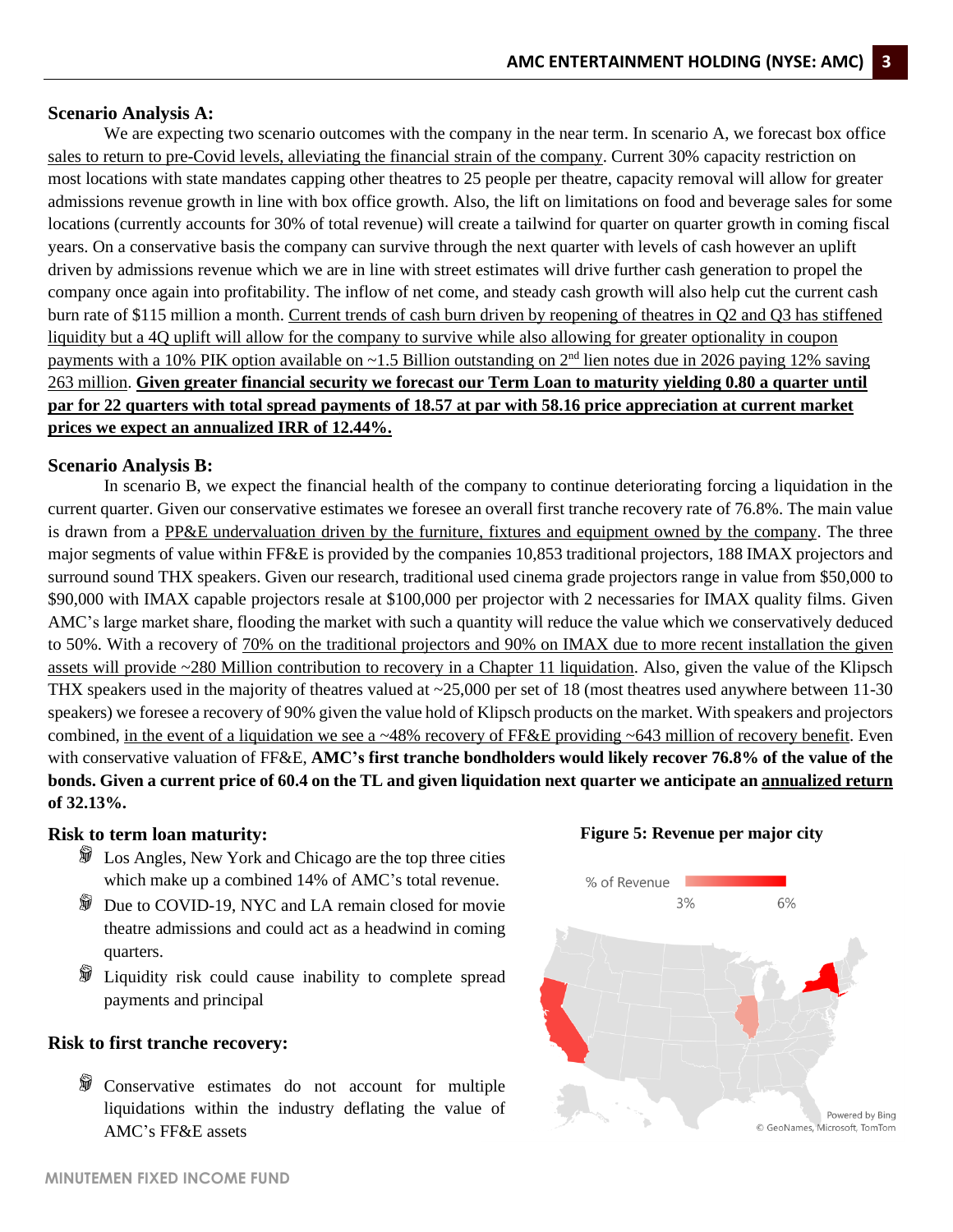### Scenario Analysis A:

We are expecting two scenario outcomes with the company in the near term. In scenario A, we forecast box office sales to return to pre-Covid levels, alleviating the financial strain of the company. Current 30% capacity restriction on most locations with state mandates capping other theatres to 25 people per theatre, capacity removal will allow for greater admissions revenue growth in line with box office growth. Also, the lift on limitations on food and beverage sales for some locations (currently accounts for 30% of total revenue) will create a tailwind for quarter on quarter growth in coming fiscal years. On a conservative basis the company can survive through the next quarter with levels of cash however an uplift driven by admissions revenue which we are in line with street estimates will drive further cash generation to propel the company once again into profitability. The inflow of net come, and steady cash growth will also help cut the current cash burn rate of $115 million a month. Current trends of cash burn driven by reopening of theatres in Q2 and Q3 has stiffened liquidity but a 4Q uplift will allow for the company to survive while also allowing for greater optionality in coupon payments with a 10% PIK option available on ~1.5 Billion outstanding on 2nd lien notes due in 2026 paying 12% saving 263 million. **Given greater financial security we forecast our Term Loan to maturity yielding 0.80 a quarter until par for 22 quarters with total spread payments of 18.57 at par with 58.16 price appreciation at current market prices we expect an annualized IRR of 12.44%.**

### Scenario Analysis B:

In scenario B, we expect the financial health of the company to continue deteriorating forcing a liquidation in the current quarter. Given our conservative estimates we foresee an overall first tranche recovery rate of 76.8%. The main value is drawn from a PP&E undervaluation driven by the furniture, fixtures and equipment owned by the company. The three major segments of value within FF&E is provided by the companies 10,853 traditional projectors, 188 IMAX projectors and surround sound THX speakers. Given our research, traditional used cinema grade projectors range in value from $50,000 to $90,000 with IMAX capable projectors resale at $100,000 per projector with 2 necessaries for IMAX quality films. Given AMC's large market share, flooding the market with such a quantity will reduce the value which we conservatively deduced to 50%. With a recovery of 70% on the traditional projectors and 90% on IMAX due to more recent installation the given assets will provide ~280 Million contribution to recovery in a Chapter 11 liquidation. Also, given the value of the Klipsch THX speakers used in the majority of theatres valued at ~25,000 per set of 18 (most theatres used anywhere between 11-30 speakers) we foresee a recovery of 90% given the value hold of Klipsch products on the market. With speakers and projectors combined, in the event of a liquidation we see a ~48% recovery of FF&E providing ~643 million of recovery benefit. Even with conservative valuation of FF&E, **AMC's first tranche bondholders would likely recover 76.8% of the value of the bonds. Given a current price of 60.4 on the TL and given liquidation next quarter we anticipate an annualized return of 32.13%.**

### Risk to term loan maturity:

- Los Angles, New York and Chicago are the top three cities which make up a combined 14% of AMC's total revenue.
- Due to COVID-19, NYC and LA remain closed for movie theatre admissions and could act as a headwind in coming quarters.
- Liquidity risk could cause inability to complete spread payments and principal

### Risk to first tranche recovery:

- Conservative estimates do not account for multiple liquidations within the industry deflating the value of AMC's FF&E assets

**Figure 5: Revenue per major city**

% of Revenue: 3% – 6%

Powered by Bing
© GeoNames, Microsoft, TomTom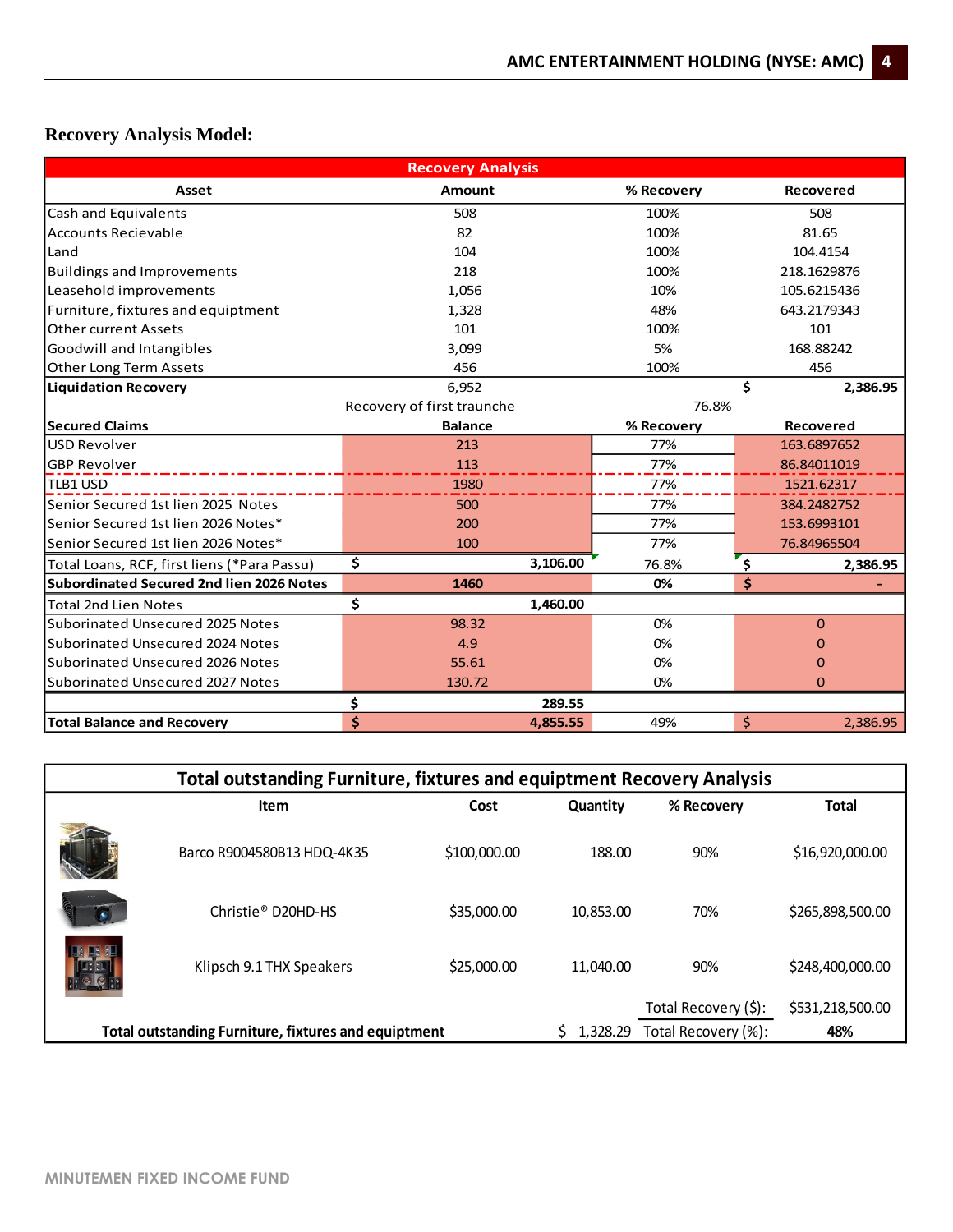## Recovery Analysis Model:

| Recovery Analysis | | | |
|---|---|---|---|
| **Asset** | **Amount** | **% Recovery** | **Recovered** |
| Cash and Equivalents | 508 | 100% | 508 |
| Accounts Recievable | 82 | 100% | 81.65 |
| Land | 104 | 100% | 104.4154 |
| Buildings and Improvements | 218 | 100% | 218.1629876 |
| Leasehold improvements | 1,056 | 10% | 105.6215436 |
| Furniture, fixtures and equiptment | 1,328 | 48% | 643.2179343 |
| Other current Assets | 101 | 100% | 101 |
| Goodwill and Intangibles | 3,099 | 5% | 168.88242 |
| Other Long Term Assets | 456 | 100% | 456 |
| **Liquidation Recovery** | 6,952 | | **$ 2,386.95** |
| | Recovery of first traunche | 76.8% | |
| **Secured Claims** | **Balance** | **% Recovery** | **Recovered** |
| USD Revolver | 213 | 77% | 163.6897652 |
| GBP Revolver | 113 | 77% | 86.84011019 |
| TLB1 USD | 1980 | 77% | 1521.62317 |
| Senior Secured 1st lien 2025 Notes | 500 | 77% | 384.2482752 |
| Senior Secured 1st lien 2026 Notes* | 200 | 77% | 153.6993101 |
| Senior Secured 1st lien 2026 Notes* | 100 | 77% | 76.84965504 |
| Total Loans, RCF, first liens (*Para Passu) | **$ 3,106.00** | 76.8% | **$ 2,386.95** |
| **Subordinated Secured 2nd lien 2026 Notes** | **1460** | **0%** | **$ -** |
| Total 2nd Lien Notes | **$ 1,460.00** | | |
| Suborinated Unsecured 2025 Notes | 98.32 | 0% | 0 |
| Suborinated Unsecured 2024 Notes | 4.9 | 0% | 0 |
| Suborinated Unsecured 2026 Notes | 55.61 | 0% | 0 |
| Suborinated Unsecured 2027 Notes | 130.72 | 0% | 0 |
| | **$ 289.55** | | |
| **Total Balance and Recovery** | **$ 4,855.55** | 49% | $ 2,386.95 |

| Total outstanding Furniture, fixtures and equiptment Recovery Analysis | | | | |
|---|---|---|---|---|
| **Item** | **Cost** | **Quantity** | **% Recovery** | **Total** |
| Barco R9004580B13 HDQ-4K35 | $100,000.00 | 188.00 | 90% | $16,920,000.00 |
| Christie® D20HD-HS | $35,000.00 | 10,853.00 | 70% | $265,898,500.00 |
| Klipsch 9.1 THX Speakers | $25,000.00 | 11,040.00 | 90% | $248,400,000.00 |
| | | | Total Recovery ($): | $531,218,500.00 |
| **Total outstanding Furniture, fixtures and equiptment** | | $ 1,328.29 | Total Recovery (%): | **48%** |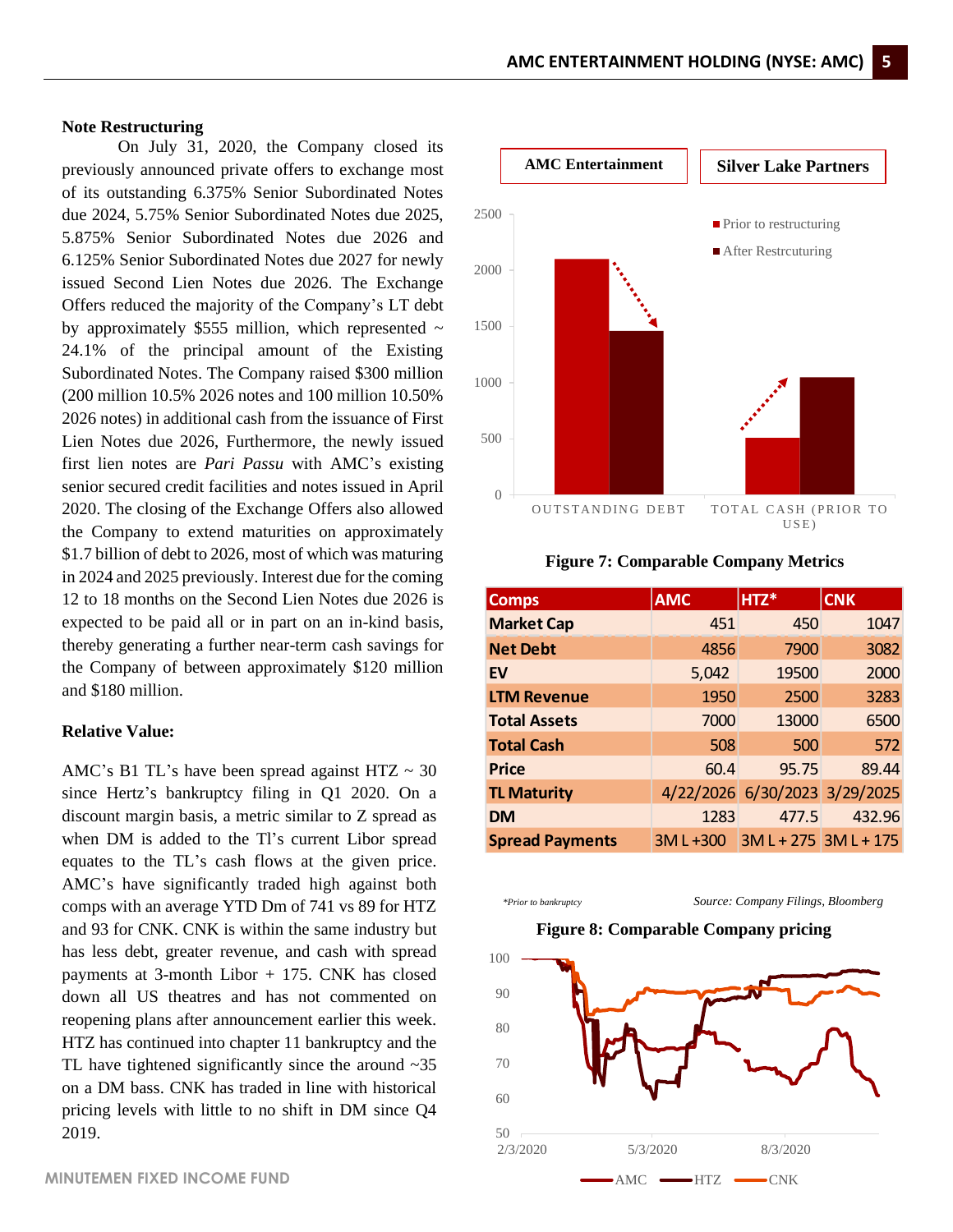## Note Restructuring

On July 31, 2020, the Company closed its previously announced private offers to exchange most of its outstanding 6.375% Senior Subordinated Notes due 2024, 5.75% Senior Subordinated Notes due 2025, 5.875% Senior Subordinated Notes due 2026 and 6.125% Senior Subordinated Notes due 2027 for newly issued Second Lien Notes due 2026. The Exchange Offers reduced the majority of the Company's LT debt by approximately $555 million, which represented ~ 24.1% of the principal amount of the Existing Subordinated Notes. The Company raised $300 million (200 million 10.5% 2026 notes and 100 million 10.50% 2026 notes) in additional cash from the issuance of First Lien Notes due 2026, Furthermore, the newly issued first lien notes are *Pari Passu* with AMC's existing senior secured credit facilities and notes issued in April 2020. The closing of the Exchange Offers also allowed the Company to extend maturities on approximately $1.7 billion of debt to 2026, most of which was maturing in 2024 and 2025 previously. Interest due for the coming 12 to 18 months on the Second Lien Notes due 2026 is expected to be paid all or in part on an in-kind basis, thereby generating a further near-term cash savings for the Company of between approximately $120 million and $180 million.

## Relative Value:

AMC's B1 TL's have been spread against HTZ ~ 30 since Hertz's bankruptcy filing in Q1 2020. On a discount margin basis, a metric similar to Z spread as when DM is added to the Tl's current Libor spread equates to the TL's cash flows at the given price. AMC's have significantly traded high against both comps with an average YTD Dm of 741 vs 89 for HTZ and 93 for CNK. CNK is within the same industry but has less debt, greater revenue, and cash with spread payments at 3-month Libor + 175. CNK has closed down all US theatres and has not commented on reopening plans after announcement earlier this week. HTZ has continued into chapter 11 bankruptcy and the TL have tightened significantly since the around ~35 on a DM bass. CNK has traded in line with historical pricing levels with little to no shift in DM since Q4 2019.

**AMC Entertainment** | **Silver Lake Partners**

| | Prior to restructuring | After Restrcturing |
|---|---|---|
| Outstanding Debt | ~2100 | ~1450 |
| Total Cash (Prior to Use) | ~500 | ~1050 |

**Figure 7: Comparable Company Metrics**

| Comps | AMC | HTZ* | CNK |
|---|---|---|---|
| Market Cap | 451 | 450 | 1047 |
| Net Debt | 4856 | 7900 | 3082 |
| EV | 5,042 | 19500 | 2000 |
| LTM Revenue | 1950 | 2500 | 3283 |
| Total Assets | 7000 | 13000 | 6500 |
| Total Cash | 508 | 500 | 572 |
| Price | 60.4 | 95.75 | 89.44 |
| TL Maturity | 4/22/2026 | 6/30/2023 | 3/29/2025 |
| DM | 1283 | 477.5 | 432.96 |
| Spread Payments | 3M L +300 | 3M L + 275 | 3M L + 175 |

*\*Prior to bankruptcy* — *Source: Company Filings, Bloomberg*

**Figure 8: Comparable Company pricing**

(Chart: AMC, HTZ, CNK prices, 2/3/2020 – 8/3/2020 and beyond, y-axis 50–100)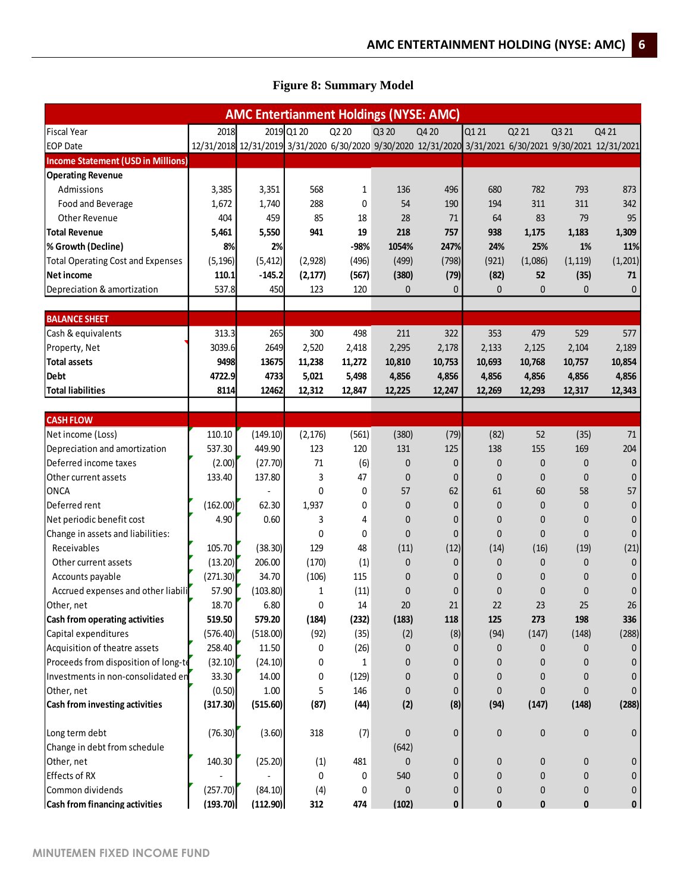**Figure 8: Summary Model**

| AMC Entertianment Holdings (NYSE: AMC) | | | | | | | | | | | |
|---|---|---|---|---|---|---|---|---|---|---|---|
| Fiscal Year | 2018 | 2019 | Q1 20 | Q2 20 | Q3 20 | Q4 20 | Q1 21 | Q2 21 | Q3 21 | Q4 21 |
| EOP Date | 12/31/2018 | 12/31/2019 | 3/31/2020 | 6/30/2020 | 9/30/2020 | 12/31/2020 | 3/31/2021 | 6/30/2021 | 9/30/2021 | 12/31/2021 |
| **Income Statement (USD in Millions)** | | | | | | | | | | |
| **Operating Revenue** | | | | | | | | | | |
| Admissions | 3,385 | 3,351 | 568 | 1 | 136 | 496 | 680 | 782 | 793 | 873 |
| Food and Beverage | 1,672 | 1,740 | 288 | 0 | 54 | 190 | 194 | 311 | 311 | 342 |
| Other Revenue | 404 | 459 | 85 | 18 | 28 | 71 | 64 | 83 | 79 | 95 |
| **Total Revenue** | **5,461** | **5,550** | **941** | **19** | **218** | **757** | **938** | **1,175** | **1,183** | **1,309** |
| **% Growth (Decline)** | **8%** | **2%** | | **-98%** | **1054%** | **247%** | **24%** | **25%** | **1%** | **11%** |
| Total Operating Cost and Expenses | (5,196) | (5,412) | (2,928) | (496) | (499) | (798) | (921) | (1,086) | (1,119) | (1,201) |
| **Net income** | **110.1** | **-145.2** | **(2,177)** | **(567)** | **(380)** | **(79)** | **(82)** | **52** | **(35)** | **71** |
| Depreciation & amortization | 537.8 | 450 | 123 | 120 | 0 | 0 | 0 | 0 | 0 | 0 |
| | | | | | | | | | | |
| **BALANCE SHEET** | | | | | | | | | | |
| Cash & equivalents | 313.3 | 265 | 300 | 498 | 211 | 322 | 353 | 479 | 529 | 577 |
| Property, Net | 3039.6 | 2649 | 2,520 | 2,418 | 2,295 | 2,178 | 2,133 | 2,125 | 2,104 | 2,189 |
| **Total assets** | **9498** | **13675** | **11,238** | **11,272** | **10,810** | **10,753** | **10,693** | **10,768** | **10,757** | **10,854** |
| **Debt** | **4722.9** | **4733** | **5,021** | **5,498** | **4,856** | **4,856** | **4,856** | **4,856** | **4,856** | **4,856** |
| **Total liabilities** | **8114** | **12462** | **12,312** | **12,847** | **12,225** | **12,247** | **12,269** | **12,293** | **12,317** | **12,343** |
| | | | | | | | | | | |
| **CASH FLOW** | | | | | | | | | | |
| Net income (Loss) | 110.10 | (149.10) | (2,176) | (561) | (380) | (79) | (82) | 52 | (35) | 71 |
| Depreciation and amortization | 537.30 | 449.90 | 123 | 120 | 131 | 125 | 138 | 155 | 169 | 204 |
| Deferred income taxes | (2.00) | (27.70) | 71 | (6) | 0 | 0 | 0 | 0 | 0 | 0 |
| Other current assets | 133.40 | 137.80 | 3 | 47 | 0 | 0 | 0 | 0 | 0 | 0 |
| ONCA | | - | 0 | 0 | 57 | 62 | 61 | 60 | 58 | 57 |
| Deferred rent | (162.00) | 62.30 | 1,937 | 0 | 0 | 0 | 0 | 0 | 0 | 0 |
| Net periodic benefit cost | 4.90 | 0.60 | 3 | 4 | 0 | 0 | 0 | 0 | 0 | 0 |
| Change in assets and liabilities: | | | 0 | 0 | 0 | 0 | 0 | 0 | 0 | 0 |
| Receivables | 105.70 | (38.30) | 129 | 48 | (11) | (12) | (14) | (16) | (19) | (21) |
| Other current assets | (13.20) | 206.00 | (170) | (1) | 0 | 0 | 0 | 0 | 0 | 0 |
| Accounts payable | (271.30) | 34.70 | (106) | 115 | 0 | 0 | 0 | 0 | 0 | 0 |
| Accrued expenses and other liabili | 57.90 | (103.80) | 1 | (11) | 0 | 0 | 0 | 0 | 0 | 0 |
| Other, net | 18.70 | 6.80 | 0 | 14 | 20 | 21 | 22 | 23 | 25 | 26 |
| **Cash from operating activities** | **519.50** | **579.20** | **(184)** | **(232)** | **(183)** | **118** | **125** | **273** | **198** | **336** |
| Capital expenditures | (576.40) | (518.00) | (92) | (35) | (2) | (8) | (94) | (147) | (148) | (288) |
| Acquisition of theatre assets | 258.40 | 11.50 | 0 | (26) | 0 | 0 | 0 | 0 | 0 | 0 |
| Proceeds from disposition of long-te | (32.10) | (24.10) | 0 | 1 | 0 | 0 | 0 | 0 | 0 | 0 |
| Investments in non-consolidated en | 33.30 | 14.00 | 0 | (129) | 0 | 0 | 0 | 0 | 0 | 0 |
| Other, net | (0.50) | 1.00 | 5 | 146 | 0 | 0 | 0 | 0 | 0 | 0 |
| **Cash from investing activities** | **(317.30)** | **(515.60)** | **(87)** | **(44)** | **(2)** | **(8)** | **(94)** | **(147)** | **(148)** | **(288)** |
| | | | | | | | | | | |
| Long term debt | (76.30) | (3.60) | 318 | (7) | 0 | 0 | 0 | 0 | 0 | 0 |
| Change in debt from schedule | | | | | (642) | | | | | |
| Other, net | 140.30 | (25.20) | (1) | 481 | 0 | 0 | 0 | 0 | 0 | 0 |
| Effects of RX | - | - | 0 | 0 | 540 | 0 | 0 | 0 | 0 | 0 |
| Common dividends | (257.70) | (84.10) | (4) | 0 | 0 | 0 | 0 | 0 | 0 | 0 |
| **Cash from financing activities** | **(193.70)** | **(112.90)** | **312** | **474** | **(102)** | **0** | **0** | **0** | **0** | **0** |